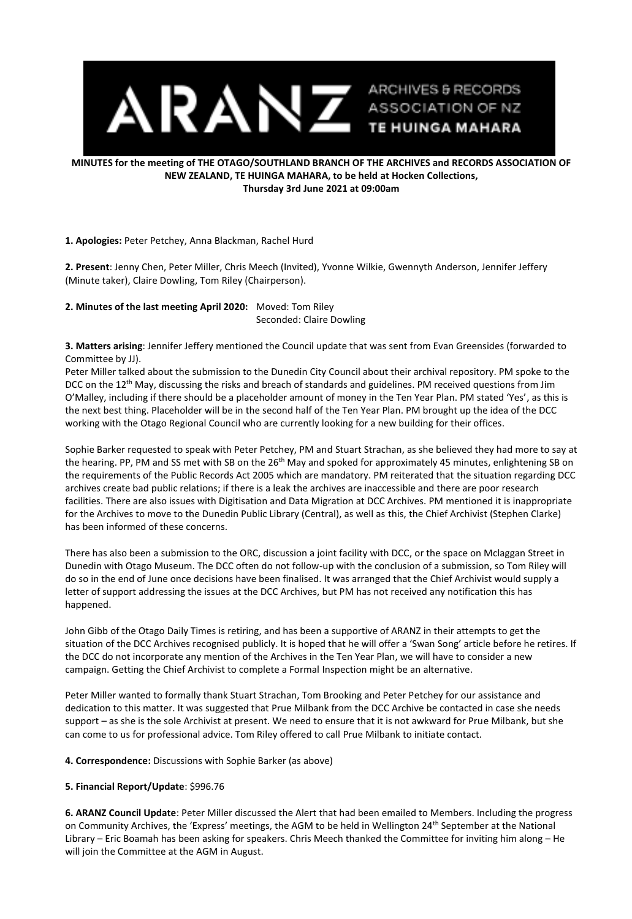**MINUTES for the meeting of THE OTAGO/SOUTHLAND BRANCH OF THE ARCHIVES and RECORDS ASSOCIATION OF NEW ZEALAND, TE HUINGA MAHARA, to be held at Hocken Collections, Thursday 3rd June 2021 at 09:00am**

**1. Apologies:** Peter Petchey, Anna Blackman, Rachel Hurd

**2. Present**: Jenny Chen, Peter Miller, Chris Meech (Invited), Yvonne Wilkie, Gwennyth Anderson, Jennifer Jeffery (Minute taker), Claire Dowling, Tom Riley (Chairperson).

**2. Minutes of the last meeting April 2020:** Moved: Tom Riley
Seconded: Claire Dowling

**3. Matters arising**: Jennifer Jeffery mentioned the Council update that was sent from Evan Greensides (forwarded to Committee by JJ).
Peter Miller talked about the submission to the Dunedin City Council about their archival repository. PM spoke to the DCC on the 12th May, discussing the risks and breach of standards and guidelines. PM received questions from Jim O'Malley, including if there should be a placeholder amount of money in the Ten Year Plan. PM stated 'Yes', as this is the next best thing. Placeholder will be in the second half of the Ten Year Plan. PM brought up the idea of the DCC working with the Otago Regional Council who are currently looking for a new building for their offices.

Sophie Barker requested to speak with Peter Petchey, PM and Stuart Strachan, as she believed they had more to say at the hearing. PP, PM and SS met with SB on the 26th May and spoked for approximately 45 minutes, enlightening SB on the requirements of the Public Records Act 2005 which are mandatory. PM reiterated that the situation regarding DCC archives create bad public relations; if there is a leak the archives are inaccessible and there are poor research facilities. There are also issues with Digitisation and Data Migration at DCC Archives. PM mentioned it is inappropriate for the Archives to move to the Dunedin Public Library (Central), as well as this, the Chief Archivist (Stephen Clarke) has been informed of these concerns.

There has also been a submission to the ORC, discussion a joint facility with DCC, or the space on Mclaggan Street in Dunedin with Otago Museum. The DCC often do not follow-up with the conclusion of a submission, so Tom Riley will do so in the end of June once decisions have been finalised. It was arranged that the Chief Archivist would supply a letter of support addressing the issues at the DCC Archives, but PM has not received any notification this has happened.

John Gibb of the Otago Daily Times is retiring, and has been a supportive of ARANZ in their attempts to get the situation of the DCC Archives recognised publicly. It is hoped that he will offer a 'Swan Song' article before he retires. If the DCC do not incorporate any mention of the Archives in the Ten Year Plan, we will have to consider a new campaign. Getting the Chief Archivist to complete a Formal Inspection might be an alternative.

Peter Miller wanted to formally thank Stuart Strachan, Tom Brooking and Peter Petchey for our assistance and dedication to this matter. It was suggested that Prue Milbank from the DCC Archive be contacted in case she needs support – as she is the sole Archivist at present. We need to ensure that it is not awkward for Prue Milbank, but she can come to us for professional advice. Tom Riley offered to call Prue Milbank to initiate contact.

**4. Correspondence:** Discussions with Sophie Barker (as above)

**5. Financial Report/Update**: $996.76

**6. ARANZ Council Update**: Peter Miller discussed the Alert that had been emailed to Members. Including the progress on Community Archives, the 'Express' meetings, the AGM to be held in Wellington 24th September at the National Library – Eric Boamah has been asking for speakers. Chris Meech thanked the Committee for inviting him along – He will join the Committee at the AGM in August.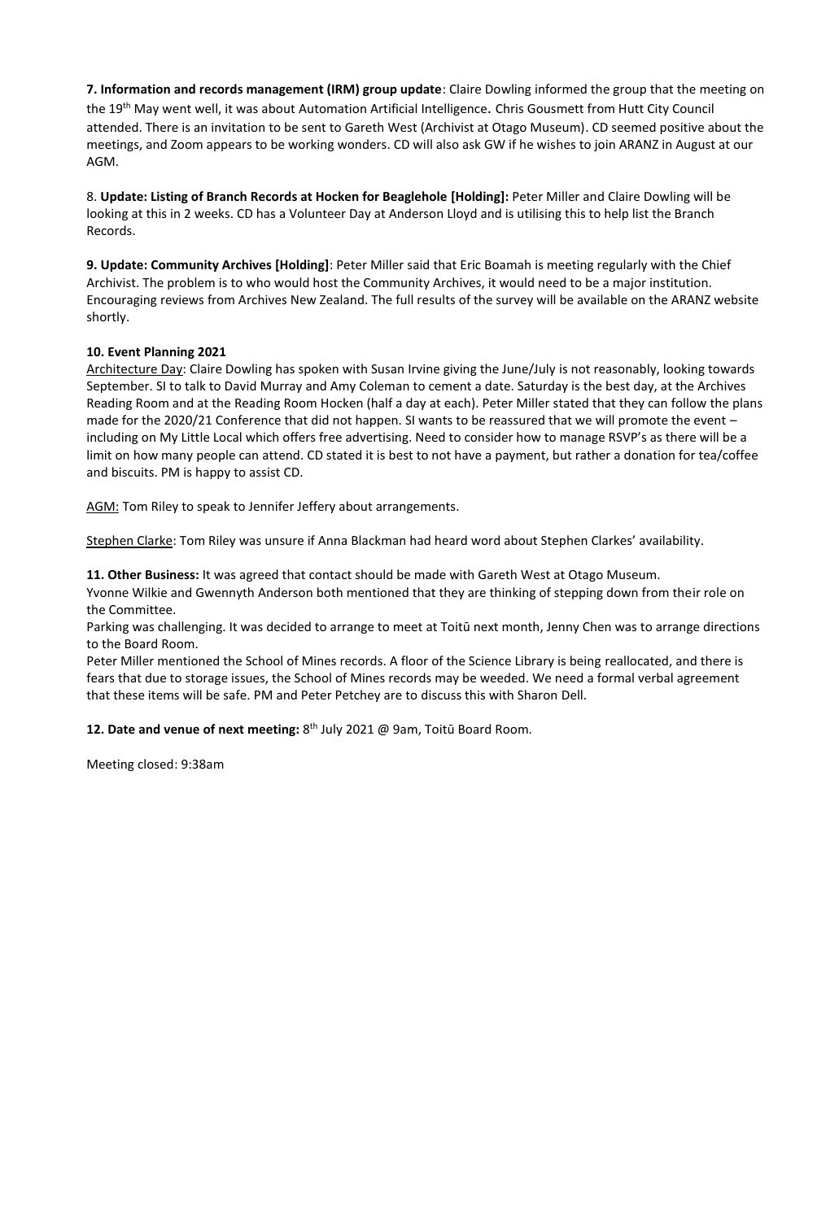**7. Information and records management (IRM) group update**: Claire Dowling informed the group that the meeting on the 19th May went well, it was about Automation Artificial Intelligence**.** Chris Gousmett from Hutt City Council attended. There is an invitation to be sent to Gareth West (Archivist at Otago Museum). CD seemed positive about the meetings, and Zoom appears to be working wonders. CD will also ask GW if he wishes to join ARANZ in August at our AGM.

8. **Update: Listing of Branch Records at Hocken for Beaglehole [Holding]:** Peter Miller and Claire Dowling will be looking at this in 2 weeks. CD has a Volunteer Day at Anderson Lloyd and is utilising this to help list the Branch Records.

**9. Update: Community Archives [Holding]**: Peter Miller said that Eric Boamah is meeting regularly with the Chief Archivist. The problem is to who would host the Community Archives, it would need to be a major institution. Encouraging reviews from Archives New Zealand. The full results of the survey will be available on the ARANZ website shortly.

**10. Event Planning 2021**

Architecture Day: Claire Dowling has spoken with Susan Irvine giving the June/July is not reasonably, looking towards September. SI to talk to David Murray and Amy Coleman to cement a date. Saturday is the best day, at the Archives Reading Room and at the Reading Room Hocken (half a day at each). Peter Miller stated that they can follow the plans made for the 2020/21 Conference that did not happen. SI wants to be reassured that we will promote the event – including on My Little Local which offers free advertising. Need to consider how to manage RSVP's as there will be a limit on how many people can attend. CD stated it is best to not have a payment, but rather a donation for tea/coffee and biscuits. PM is happy to assist CD.

AGM: Tom Riley to speak to Jennifer Jeffery about arrangements.

Stephen Clarke: Tom Riley was unsure if Anna Blackman had heard word about Stephen Clarkes' availability.

**11. Other Business:** It was agreed that contact should be made with Gareth West at Otago Museum.
Yvonne Wilkie and Gwennyth Anderson both mentioned that they are thinking of stepping down from their role on the Committee.
Parking was challenging. It was decided to arrange to meet at Toitū next month, Jenny Chen was to arrange directions to the Board Room.
Peter Miller mentioned the School of Mines records. A floor of the Science Library is being reallocated, and there is fears that due to storage issues, the School of Mines records may be weeded. We need a formal verbal agreement that these items will be safe. PM and Peter Petchey are to discuss this with Sharon Dell.

**12. Date and venue of next meeting:** 8th July 2021 @ 9am, Toitū Board Room.

Meeting closed: 9:38am